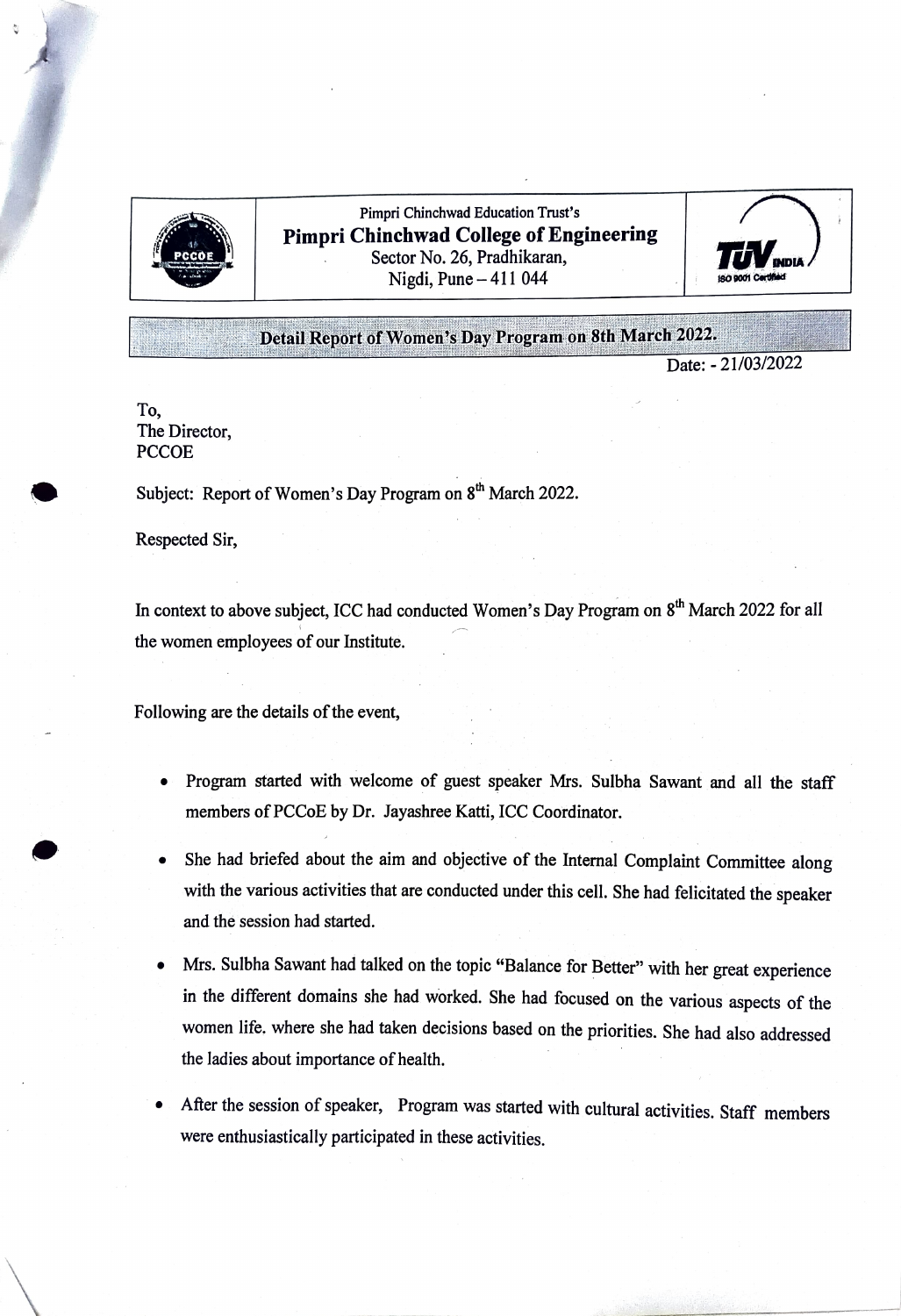Pimpri Chinchwad Education Trust's

**Pimpri Chinchwad College of Engineering**

Sector No. 26, Pradhikaran,

Nigdi, Pune – 411 044

## Detail Report of Women's Day Program on 8th March 2022.

Date: - 21/03/2022

To,
The Director,
PCCOE

Subject: Report of Women's Day Program on 8th March 2022.

Respected Sir,

In context to above subject, ICC had conducted Women's Day Program on 8th March 2022 for all the women employees of our Institute.

Following are the details of the event,

- Program started with welcome of guest speaker Mrs. Sulbha Sawant and all the staff members of PCCoE by Dr. Jayashree Katti, ICC Coordinator.
- She had briefed about the aim and objective of the Internal Complaint Committee along with the various activities that are conducted under this cell. She had felicitated the speaker and the session had started.
- Mrs. Sulbha Sawant had talked on the topic "Balance for Better" with her great experience in the different domains she had worked. She had focused on the various aspects of the women life. where she had taken decisions based on the priorities. She had also addressed the ladies about importance of health.
- After the session of speaker, Program was started with cultural activities. Staff members were enthusiastically participated in these activities.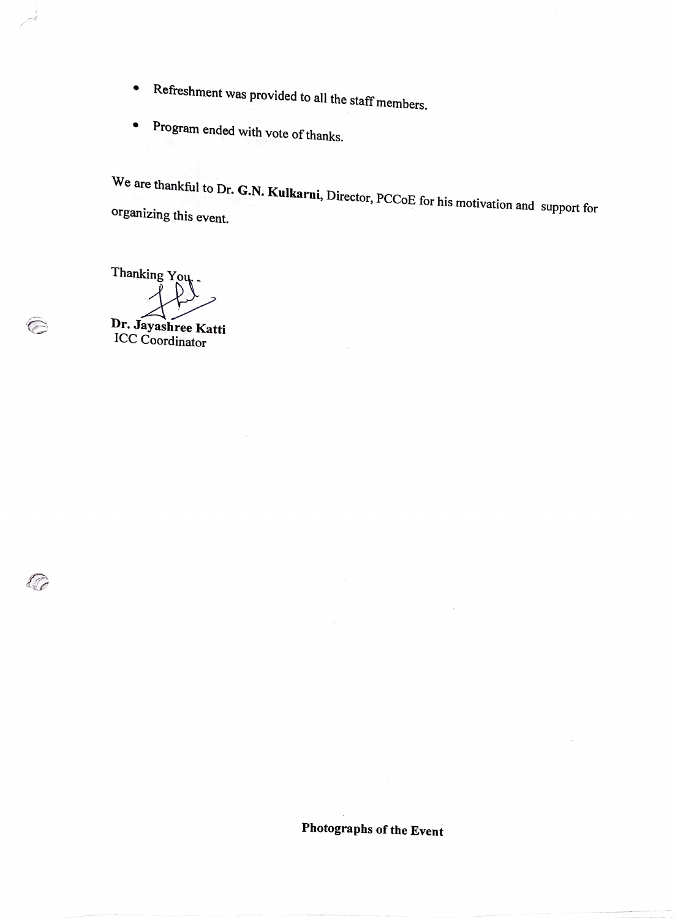- Refreshment was provided to all the staff members.
- Program ended with vote of thanks.

We are thankful to Dr. **G.N. Kulkarni**, Director, PCCoE for his motivation and support for organizing this event.

Thanking You.

**Dr. Jayashree Katti**
ICC Coordinator

**Photographs of the Event**